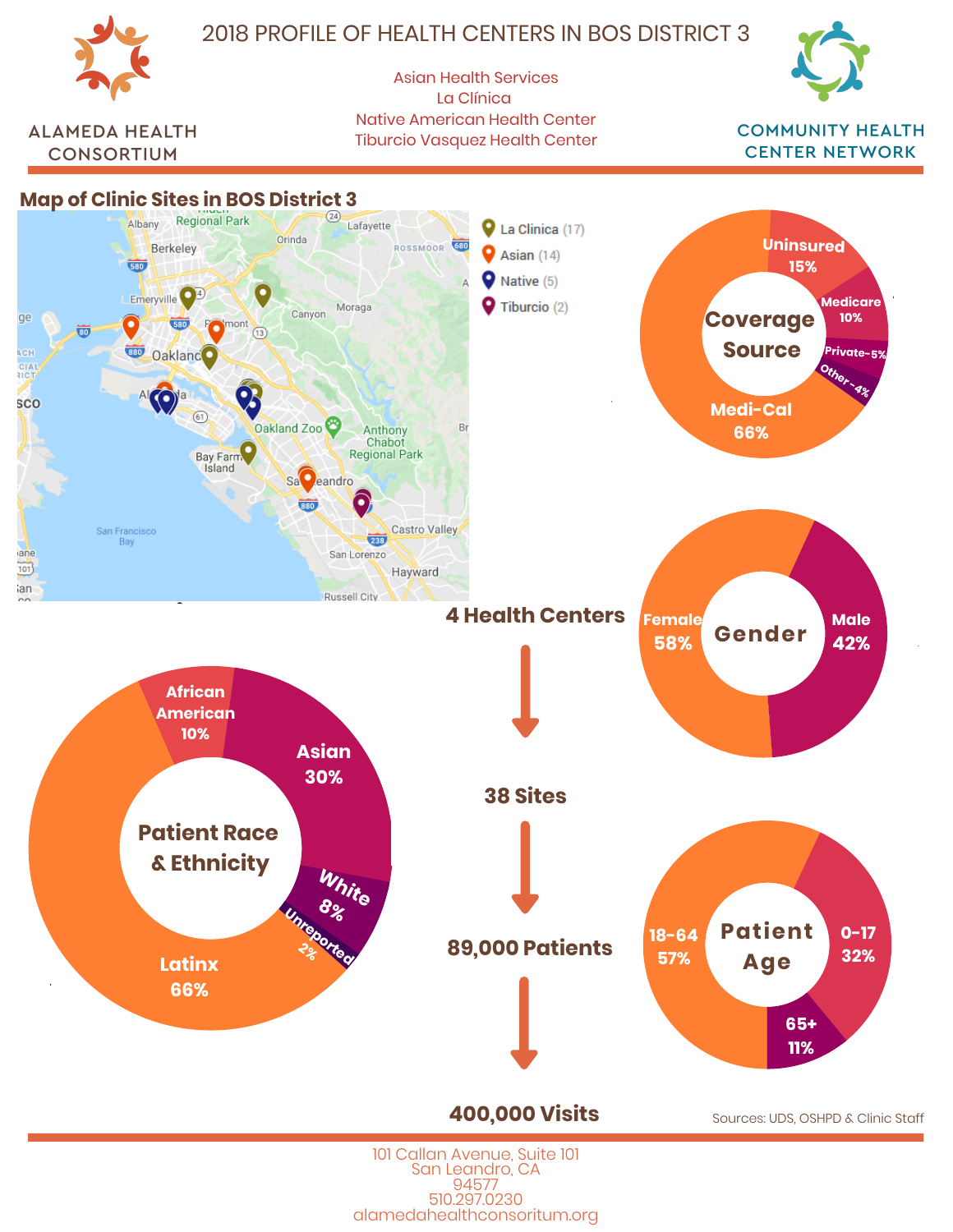ALAMEDA HEALTH CONSORTIUM

# 2018 PROFILE OF HEALTH CENTERS IN BOS DISTRICT 3

Asian Health Services
La Clínica
Native American Health Center
Tiburcio Vasquez Health Center

COMMUNITY HEALTH CENTER NETWORK

## Map of Clinic Sites in BOS District 3

- La Clinica (17)
- Asian (14)
- Native (5)
- Tiburcio (2)

## Coverage Source

- Medi-Cal 66%
- Uninsured 15%
- Medicare 10%
- Private 5%
- Other 4%

## Gender

- Female 58%
- Male 42%

**4 Health Centers**

↓

**38 Sites**

↓

**89,000 Patients**

↓

**400,000 Visits**

## Patient Race & Ethnicity

- Latinx 66%
- Asian 30%
- African American 10%
- White 8%
- Unreported 2%

## Patient Age

- 18-64 57%
- 0-17 32%
- 65+ 11%

Sources: UDS, OSHPD & Clinic Staff

101 Callan Avenue, Suite 101
San Leandro, CA
94577
510.297.0230
alamedahealthconsoritum.org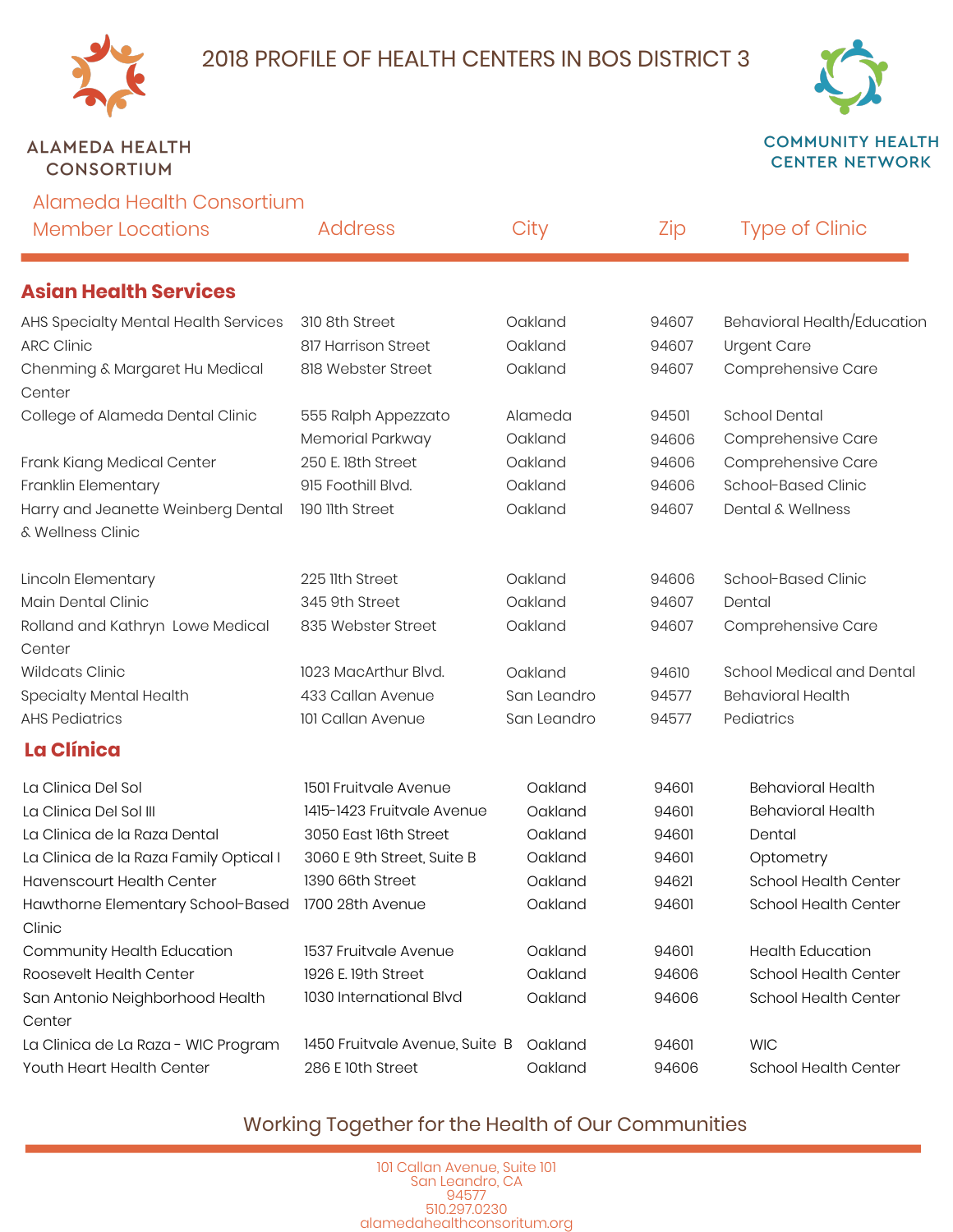# 2018 PROFILE OF HEALTH CENTERS IN BOS DISTRICT 3

ALAMEDA HEALTH CONSORTIUM

COMMUNITY HEALTH CENTER NETWORK

| Alameda Health Consortium Member Locations | Address | City | Zip | Type of Clinic |
|---|---|---|---|---|
| **Asian Health Services** | | | | |
| AHS Specialty Mental Health Services | 310 8th Street | Oakland | 94607 | Behavioral Health/Education |
| ARC Clinic | 817 Harrison Street | Oakland | 94607 | Urgent Care |
| Chenming & Margaret Hu Medical Center | 818 Webster Street | Oakland | 94607 | Comprehensive Care |
| College of Alameda Dental Clinic | 555 Ralph Appezzato Memorial Parkway | Alameda | 94501 | School Dental |
| | | Oakland | 94606 | Comprehensive Care |
| Frank Kiang Medical Center | 250 E. 18th Street | Oakland | 94606 | Comprehensive Care |
| Franklin Elementary | 915 Foothill Blvd. | Oakland | 94606 | School-Based Clinic |
| Harry and Jeanette Weinberg Dental & Wellness Clinic | 190 11th Street | Oakland | 94607 | Dental & Wellness |
| Lincoln Elementary | 225 11th Street | Oakland | 94606 | School-Based Clinic |
| Main Dental Clinic | 345 9th Street | Oakland | 94607 | Dental |
| Rolland and Kathryn Lowe Medical Center | 835 Webster Street | Oakland | 94607 | Comprehensive Care |
| Wildcats Clinic | 1023 MacArthur Blvd. | Oakland | 94610 | School Medical and Dental |
| Specialty Mental Health | 433 Callan Avenue | San Leandro | 94577 | Behavioral Health |
| AHS Pediatrics | 101 Callan Avenue | San Leandro | 94577 | Pediatrics |
| **La Clínica** | | | | |
| La Clinica Del Sol | 1501 Fruitvale Avenue | Oakland | 94601 | Behavioral Health |
| La Clinica Del Sol III | 1415-1423 Fruitvale Avenue | Oakland | 94601 | Behavioral Health |
| La Clinica de la Raza Dental | 3050 East 16th Street | Oakland | 94601 | Dental |
| La Clinica de la Raza Family Optical I | 3060 E 9th Street, Suite B | Oakland | 94601 | Optometry |
| Havenscourt Health Center | 1390 66th Street | Oakland | 94621 | School Health Center |
| Hawthorne Elementary School-Based Clinic | 1700 28th Avenue | Oakland | 94601 | School Health Center |
| Community Health Education | 1537 Fruitvale Avenue | Oakland | 94601 | Health Education |
| Roosevelt Health Center | 1926 E. 19th Street | Oakland | 94606 | School Health Center |
| San Antonio Neighborhood Health Center | 1030 International Blvd | Oakland | 94606 | School Health Center |
| La Clinica de La Raza - WIC Program | 1450 Fruitvale Avenue, Suite B | Oakland | 94601 | WIC |
| Youth Heart Health Center | 286 E 10th Street | Oakland | 94606 | School Health Center |

Working Together for the Health of Our Communities

101 Callan Avenue, Suite 101
San Leandro, CA
94577
510.297.0230
alamedahealthconsoritum.org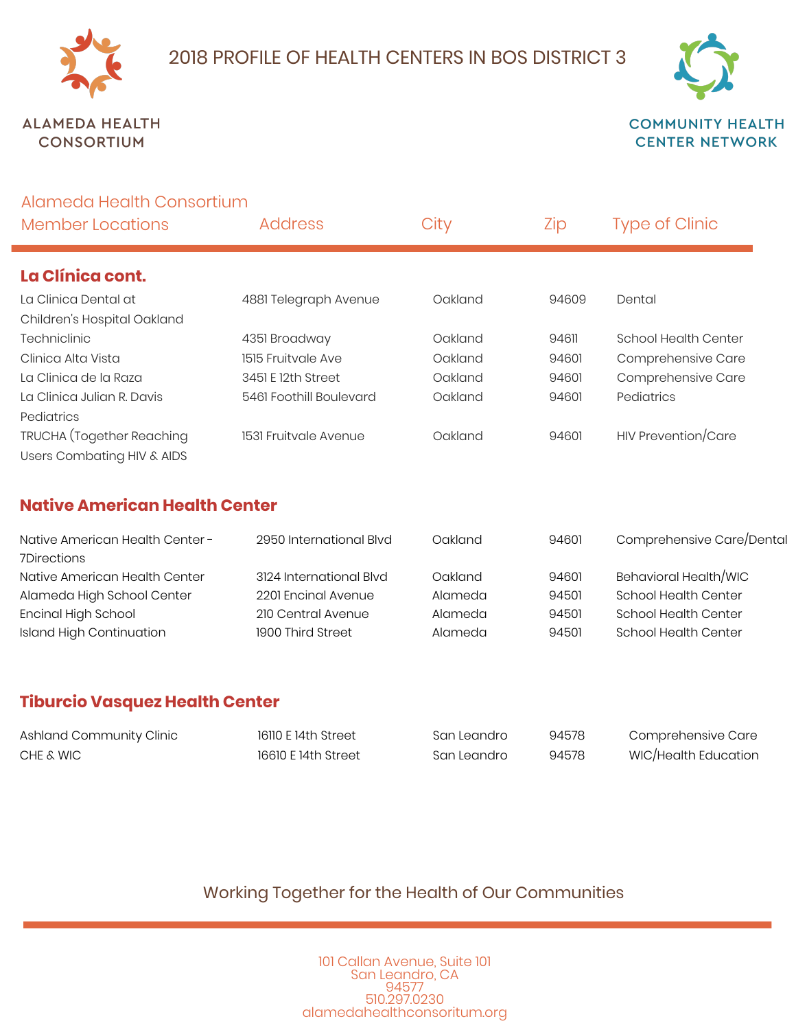ALAMEDA HEALTH CONSORTIUM

# 2018 PROFILE OF HEALTH CENTERS IN BOS DISTRICT 3

COMMUNITY HEALTH CENTER NETWORK

| Alameda Health Consortium Member Locations | Address | City | Zip | Type of Clinic |
|---|---|---|---|---|
| **La Clínica cont.** | | | | |
| La Clinica Dental at Children's Hospital Oakland | 4881 Telegraph Avenue | Oakland | 94609 | Dental |
| Techniclinic | 4351 Broadway | Oakland | 94611 | School Health Center |
| Clinica Alta Vista | 1515 Fruitvale Ave | Oakland | 94601 | Comprehensive Care |
| La Clinica de la Raza | 3451 E 12th Street | Oakland | 94601 | Comprehensive Care |
| La Clinica Julian R. Davis Pediatrics | 5461 Foothill Boulevard | Oakland | 94601 | Pediatrics |
| TRUCHA (Together Reaching Users Combating HIV & AIDS | 1531 Fruitvale Avenue | Oakland | 94601 | HIV Prevention/Care |
| **Native American Health Center** | | | | |
| Native American Health Center - 7Directions | 2950 International Blvd | Oakland | 94601 | Comprehensive Care/Dental |
| Native American Health Center | 3124 International Blvd | Oakland | 94601 | Behavioral Health/WIC |
| Alameda High School Center | 2201 Encinal Avenue | Alameda | 94501 | School Health Center |
| Encinal High School | 210 Central Avenue | Alameda | 94501 | School Health Center |
| Island High Continuation | 1900 Third Street | Alameda | 94501 | School Health Center |
| **Tiburcio Vasquez Health Center** | | | | |
| Ashland Community Clinic | 16110 E 14th Street | San Leandro | 94578 | Comprehensive Care |
| CHE & WIC | 16610 E 14th Street | San Leandro | 94578 | WIC/Health Education |

Working Together for the Health of Our Communities

101 Callan Avenue, Suite 101
San Leandro, CA
94577
510.297.0230
alamedahealthconsoritum.org